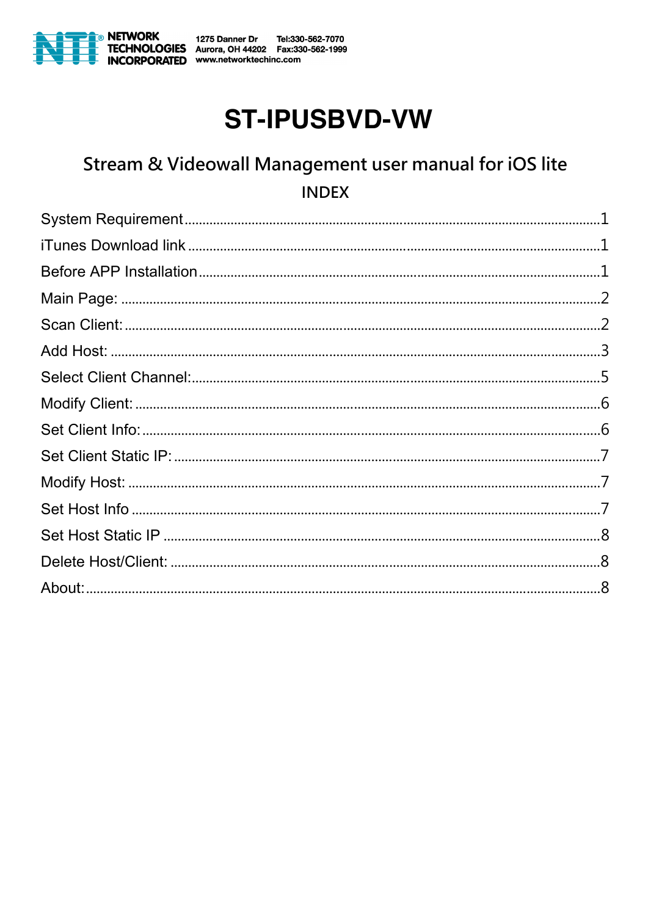NETWORK TECHNOLOGIES INCORPORATED
1275 Danner Dr
Aurora, OH 44202
www.networktechinc.com
Tel:330-562-7070
Fax:330-562-1999

# ST-IPUSBVD-VW

## Stream & Videowall Management user manual for iOS lite

### INDEX

| | |
|---|---|
| System Requirement | 1 |
| iTunes Download link | 1 |
| Before APP Installation | 1 |
| Main Page: | 2 |
| Scan Client: | 2 |
| Add Host: | 3 |
| Select Client Channel: | 5 |
| Modify Client: | 6 |
| Set Client Info: | 6 |
| Set Client Static IP: | 7 |
| Modify Host: | 7 |
| Set Host Info | 7 |
| Set Host Static IP | 8 |
| Delete Host/Client: | 8 |
| About: | 8 |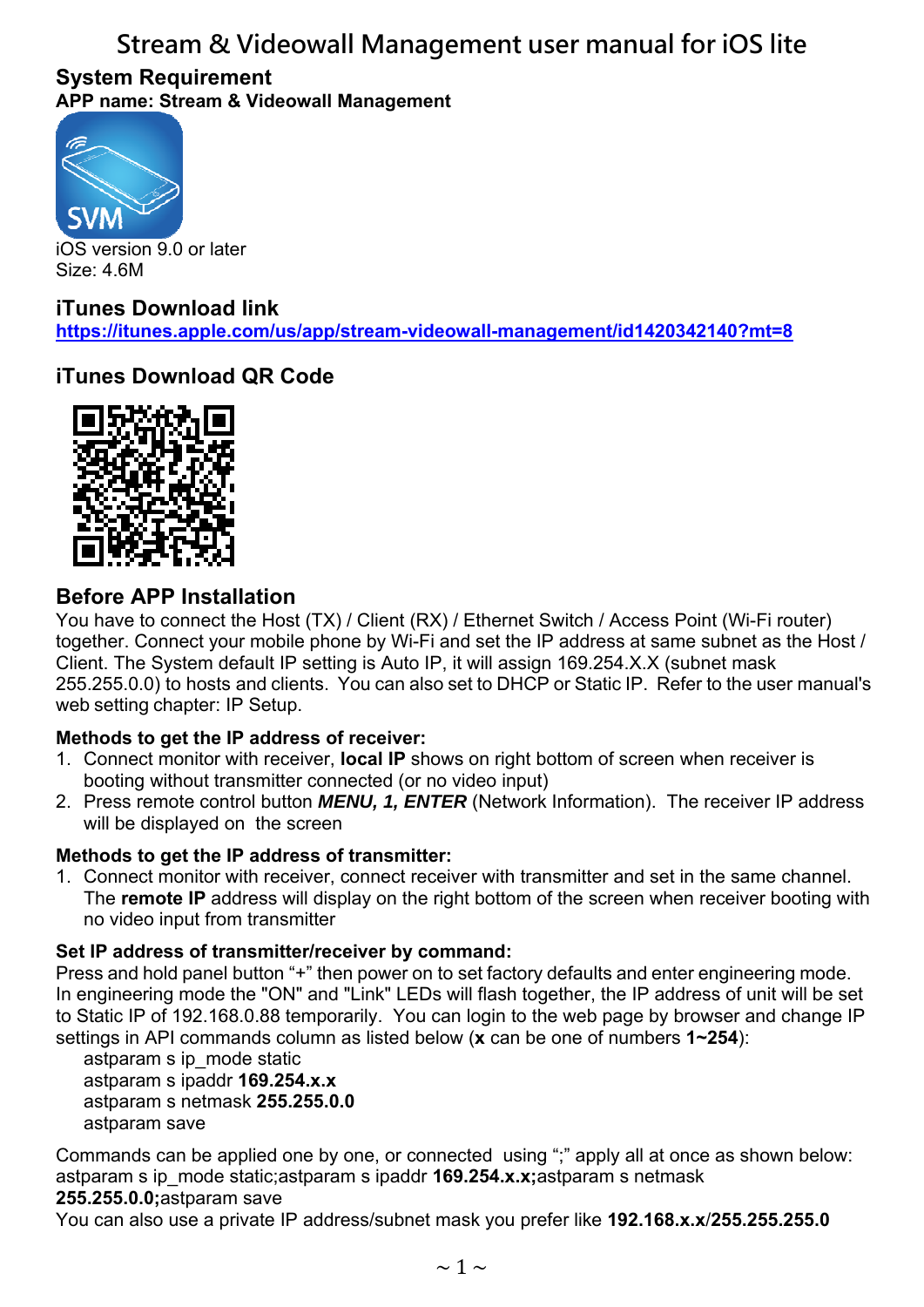# Stream & Videowall Management user manual for iOS lite

## System Requirement

**APP name: Stream & Videowall Management**

iOS version 9.0 or later
Size: 4.6M

## iTunes Download link

https://itunes.apple.com/us/app/stream-videowall-management/id1420342140?mt=8

## iTunes Download QR Code

## Before APP Installation

You have to connect the Host (TX) / Client (RX) / Ethernet Switch / Access Point (Wi-Fi router) together. Connect your mobile phone by Wi-Fi and set the IP address at same subnet as the Host / Client. The System default IP setting is Auto IP, it will assign 169.254.X.X (subnet mask 255.255.0.0) to hosts and clients. You can also set to DHCP or Static IP. Refer to the user manual's web setting chapter: IP Setup.

### Methods to get the IP address of receiver:

1. Connect monitor with receiver, **local IP** shows on right bottom of screen when receiver is booting without transmitter connected (or no video input)
2. Press remote control button ***MENU, 1, ENTER*** (Network Information). The receiver IP address will be displayed on the screen

### Methods to get the IP address of transmitter:

1. Connect monitor with receiver, connect receiver with transmitter and set in the same channel. The **remote IP** address will display on the right bottom of the screen when receiver booting with no video input from transmitter

### Set IP address of transmitter/receiver by command:

Press and hold panel button "+" then power on to set factory defaults and enter engineering mode. In engineering mode the "ON" and "Link" LEDs will flash together, the IP address of unit will be set to Static IP of 192.168.0.88 temporarily. You can login to the web page by browser and change IP settings in API commands column as listed below (**x** can be one of numbers **1~254**):

astparam s ip_mode static
astparam s ipaddr **169.254.x.x**
astparam s netmask **255.255.0.0**
astparam save

Commands can be applied one by one, or connected using ";" apply all at once as shown below:
astparam s ip_mode static;astparam s ipaddr **169.254.x.x;**astparam s netmask **255.255.0.0;**astparam save
You can also use a private IP address/subnet mask you prefer like **192.168.x.x/255.255.255.0**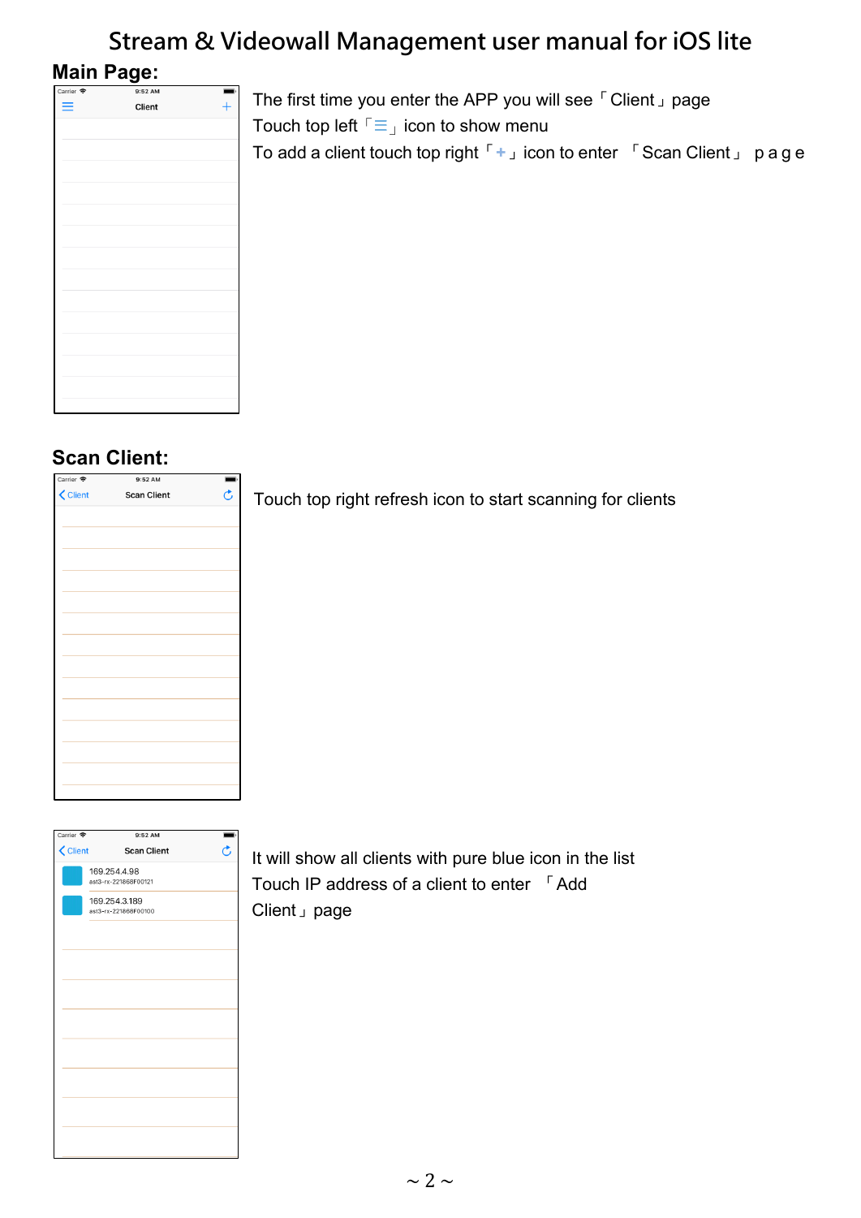# Stream & Videowall Management user manual for iOS lite

## Main Page:

The first time you enter the APP you will see「Client」page

Touch top left「☰」icon to show menu

To add a client touch top right「+」icon to enter 「Scan Client」 page

## Scan Client:

Touch top right refresh icon to start scanning for clients

It will show all clients with pure blue icon in the list

Touch IP address of a client to enter 「Add Client」page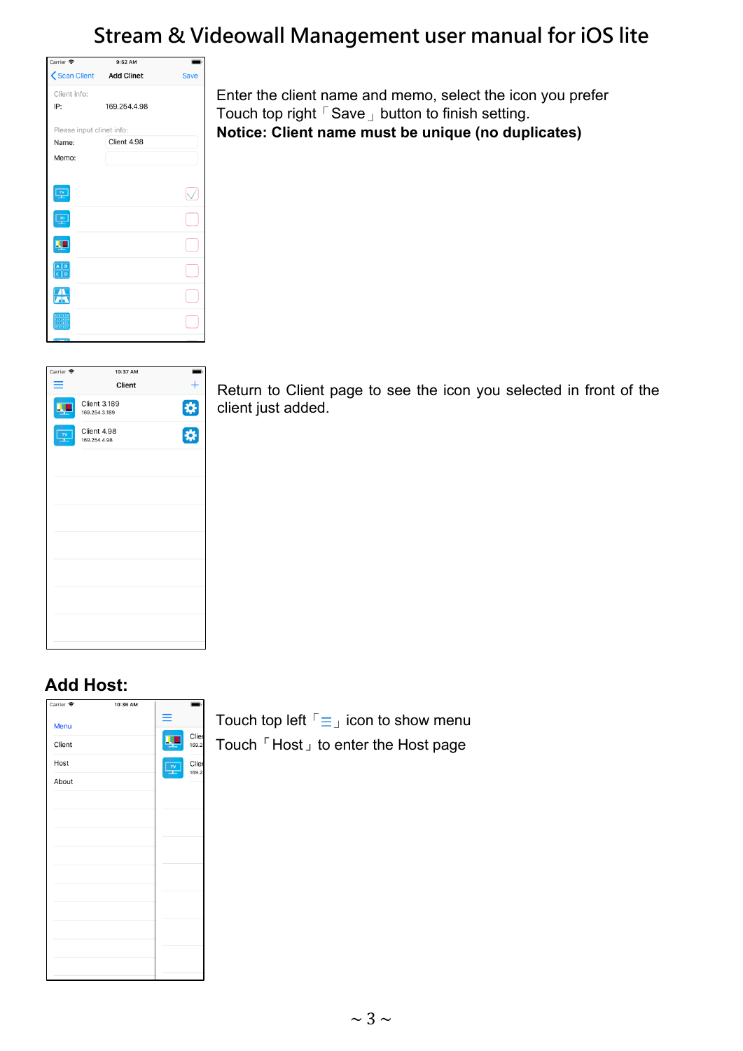# Stream & Videowall Management user manual for iOS lite

Enter the client name and memo, select the icon you prefer
Touch top right「Save」button to finish setting.
**Notice: Client name must be unique (no duplicates)**

Return to Client page to see the icon you selected in front of the client just added.

## Add Host:

Touch top left「☰」icon to show menu
Touch「Host」to enter the Host page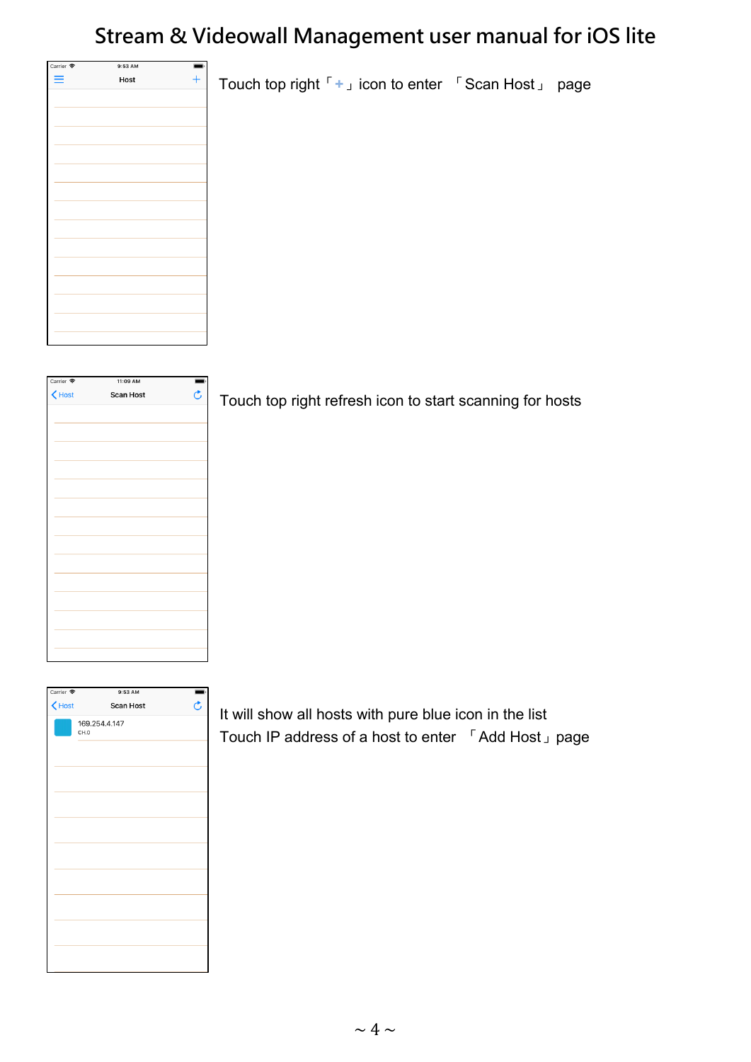# Stream & Videowall Management user manual for iOS lite

Touch top right「+」icon to enter 「Scan Host」 page

Touch top right refresh icon to start scanning for hosts

It will show all hosts with pure blue icon in the list

Touch IP address of a host to enter 「Add Host」page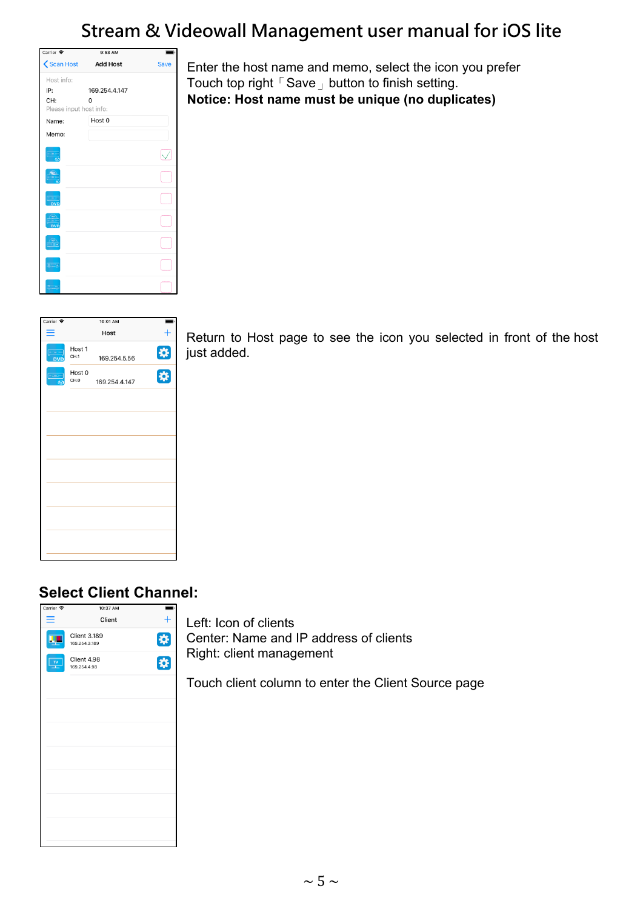# Stream & Videowall Management user manual for iOS lite

Enter the host name and memo, select the icon you prefer
Touch top right「Save」button to finish setting.
**Notice: Host name must be unique (no duplicates)**

Return to Host page to see the icon you selected in front of the host just added.

## Select Client Channel:

Left: Icon of clients
Center: Name and IP address of clients
Right: client management

Touch client column to enter the Client Source page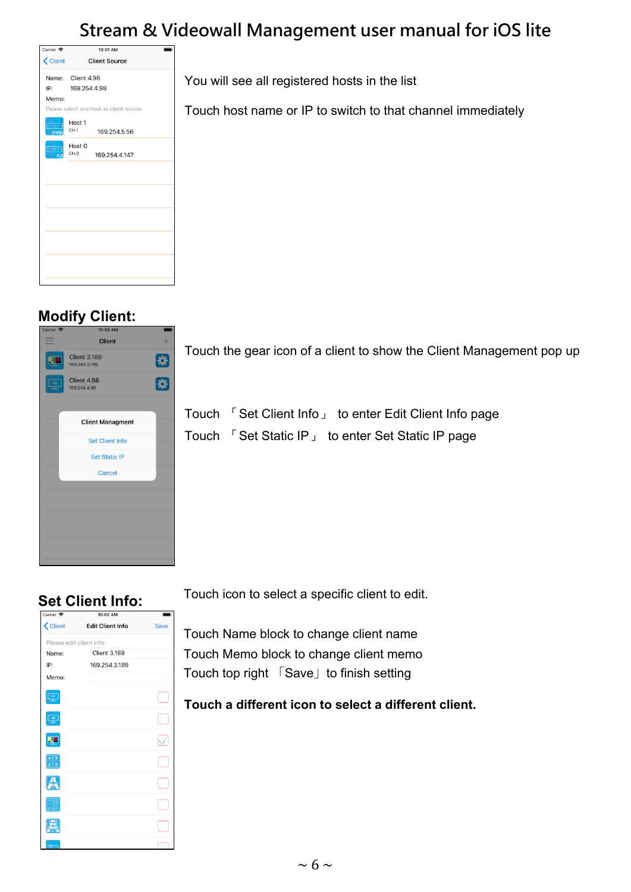# Stream & Videowall Management user manual for iOS lite

You will see all registered hosts in the list

Touch host name or IP to switch to that channel immediately

## Modify Client:

Touch the gear icon of a client to show the Client Management pop up

Touch 「Set Client Info」 to enter Edit Client Info page

Touch 「Set Static IP」 to enter Set Static IP page

## Set Client Info:

Touch icon to select a specific client to edit.

Touch Name block to change client name

Touch Memo block to change client memo

Touch top right 「Save」 to finish setting

**Touch a different icon to select a different client.**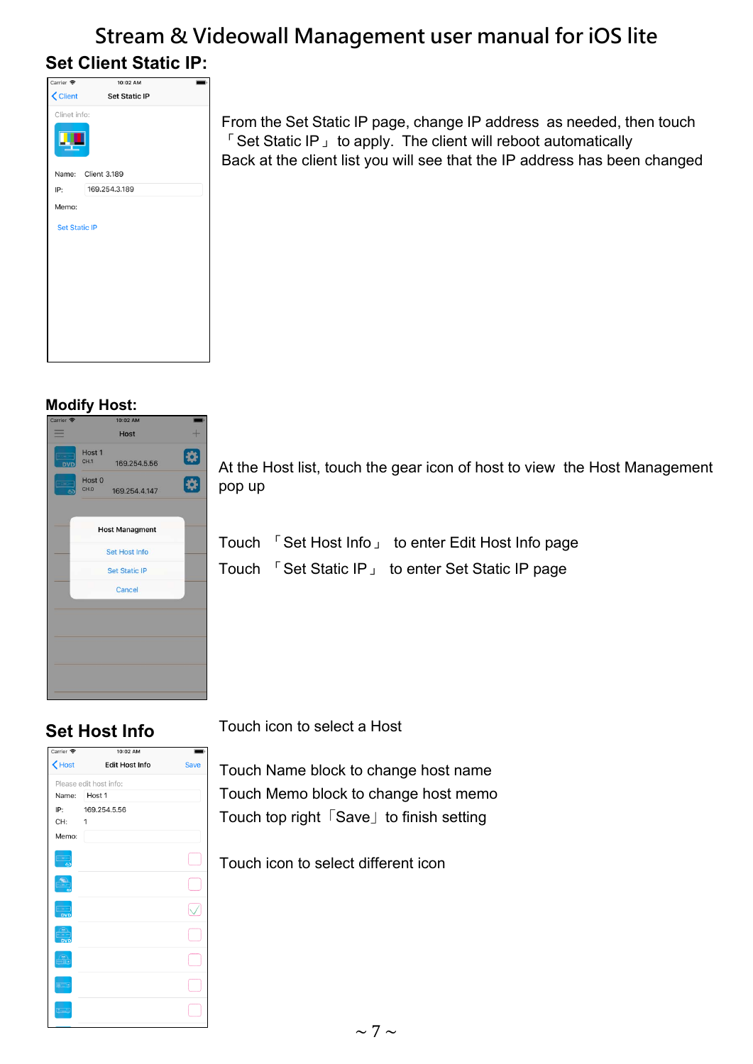# Stream & Videowall Management user manual for iOS lite

## Set Client Static IP:

From the Set Static IP page, change IP address as needed, then touch 「Set Static IP」 to apply. The client will reboot automatically
Back at the client list you will see that the IP address has been changed

## Modify Host:

At the Host list, touch the gear icon of host to view the Host Management pop up

Touch 「Set Host Info」 to enter Edit Host Info page

Touch 「Set Static IP」 to enter Set Static IP page

## Set Host Info

Touch icon to select a Host

Touch Name block to change host name

Touch Memo block to change host memo

Touch top right「Save」to finish setting

Touch icon to select different icon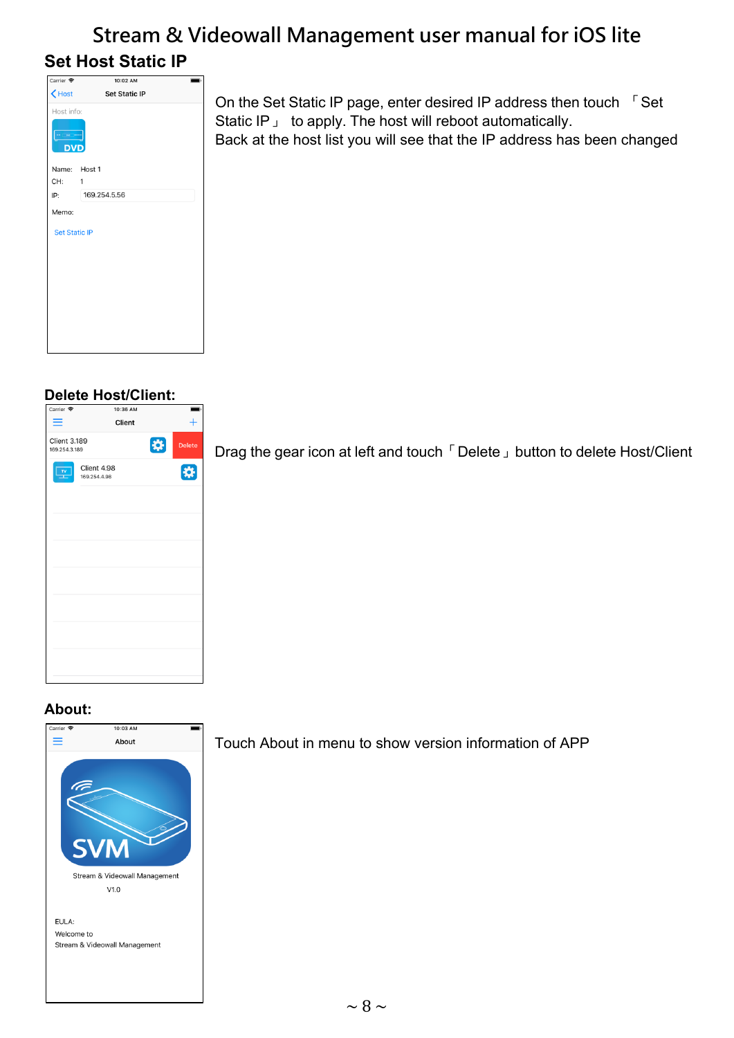# Stream & Videowall Management user manual for iOS lite

## Set Host Static IP

On the Set Static IP page, enter desired IP address then touch 「Set Static IP」 to apply. The host will reboot automatically.
Back at the host list you will see that the IP address has been changed

## Delete Host/Client:

Drag the gear icon at left and touch「Delete」button to delete Host/Client

## About:

Touch About in menu to show version information of APP